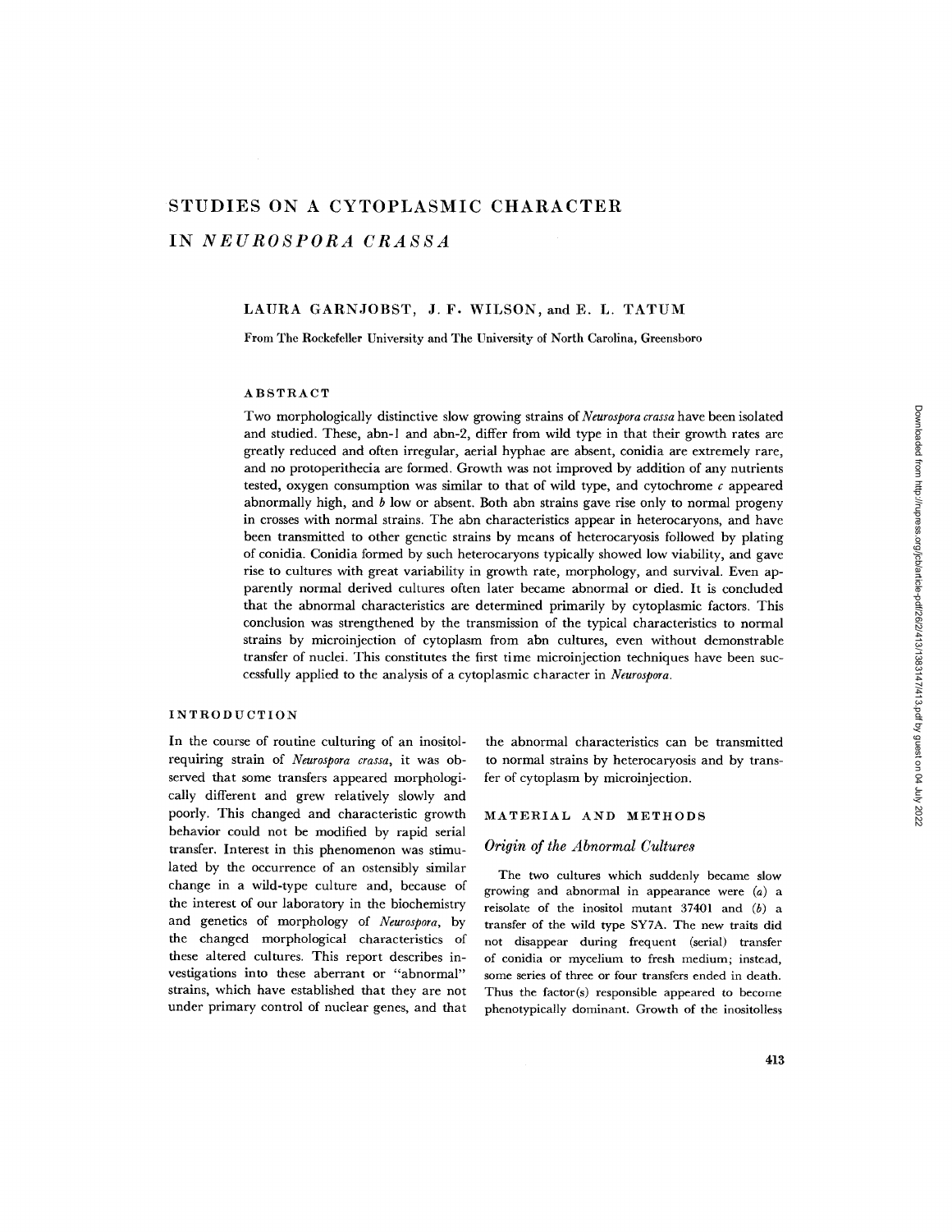# STUDIES ON A CYTOPLASMIC CHARACTER IN *NEUROSPORA CRASSA*

LAURA GARNJOBST, J. F. WILSON, and E. L. TATUM

From The Rockefeller University and The University of North Carolina, Greensboro

## ABSTRACT

Two morphologically distinctive slow growing strains of *Neurospora crassa* have been isolated and studied. These, abn-1 and abn-2, differ from wild type in that their growth rates are greatly reduced and often irregular, aerial hyphae are absent, conidia are extremely rare, and no protoperithecia are formed. Growth was not improved by addition of any nutrients tested, oxygen consumption was similar to that of wild type, and cytochrome *c* appeared abnormally high, and *b* low or absent. Both abn strains gave rise only to normal progeny in crosses with normal strains. The abn characteristics appear in heterocaryons, and have been transmitted to other genetic strains by means of heterocaryosis followed by plating of conidia. Conidia formed by such heterocaryons typically showed low viability, and gave rise to cultures with great variability in growth rate, morphology, and survival. Even apparently normal derived cultures often later became abnormal or died. It is concluded that the abnormal characteristics are determined primarily by cytoplasmic factors. This conclusion was strengthened by the transmission of the typical characteristics to normal strains by microinjection of cytoplasm from abn cultures, even without demonstrable transfer of nuclei. This constitutes the first time microinjection techniques have been successfully applied to the analysis of a cytoplasmic character in *Neurospora*.

## INTRODUCTION

In the course of routine culturing of an inositol-requiring strain of *Neurospora crassa*, it was observed that some transfers appeared morphologically different and grew relatively slowly and poorly. This changed and characteristic growth behavior could not be modified by rapid serial transfer. Interest in this phenomenon was stimulated by the occurrence of an ostensibly similar change in a wild-type culture and, because of the interest of our laboratory in the biochemistry and genetics of morphology of *Neurospora*, by the changed morphological characteristics of these altered cultures. This report describes investigations into these aberrant or "abnormal" strains, which have established that they are not under primary control of nuclear genes, and that the abnormal characteristics can be transmitted to normal strains by heterocaryosis and by transfer of cytoplasm by microinjection.

## MATERIAL AND METHODS

### *Origin of the Abnormal Cultures*

The two cultures which suddenly became slow growing and abnormal in appearance were (*a*) a reisolate of the inositol mutant 37401 and (*b*) a transfer of the wild type SY7A. The new traits did not disappear during frequent (serial) transfer of conidia or mycelium to fresh medium; instead, some series of three or four transfers ended in death. Thus the factor(s) responsible appeared to become phenotypically dominant. Growth of the inositolless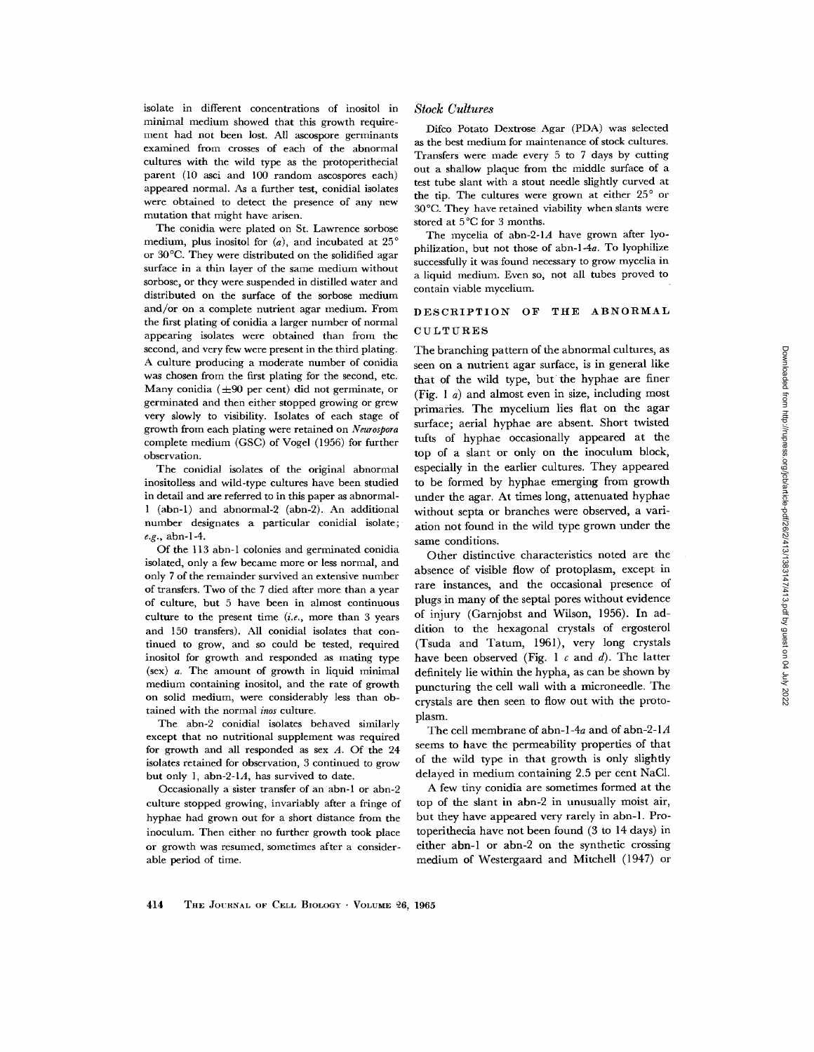isolate in different concentrations of inositol in minimal medium showed that this growth requirement had not been lost. All ascospore germinants examined from crosses of each of the abnormal cultures with the wild type as the protoperithecial parent (10 asci and 100 random ascospores each) appeared normal. As a further test, conidial isolates were obtained to detect the presence of any new mutation that might have arisen.

The conidia were plated on St. Lawrence sorbose medium, plus inositol for (*a*), and incubated at 25° or 30°C. They were distributed on the solidified agar surface in a thin layer of the same medium without sorbose, or they were suspended in distilled water and distributed on the surface of the sorbose medium and/or on a complete nutrient agar medium. From the first plating of conidia a larger number of normal appearing isolates were obtained than from the second, and very few were present in the third plating. A culture producing a moderate number of conidia was chosen from the first plating for the second, etc. Many conidia (±90 per cent) did not germinate, or germinated and then either stopped growing or grew very slowly to visibility. Isolates of each stage of growth from each plating were retained on *Neurospora* complete medium (GSC) of Vogel (1956) for further observation.

The conidial isolates of the original abnormal inositolless and wild-type cultures have been studied in detail and are referred to in this paper as abnormal-1 (abn-1) and abnormal-2 (abn-2). An additional number designates a particular conidial isolate; *e.g.*, abn-1-4.

Of the 113 abn-1 colonies and germinated conidia isolated, only a few became more or less normal, and only 7 of the remainder survived an extensive number of transfers. Two of the 7 died after more than a year of culture, but 5 have been in almost continuous culture to the present time (*i.e.*, more than 3 years and 150 transfers). All conidial isolates that continued to grow, and so could be tested, required inositol for growth and responded as mating type (sex) *a*. The amount of growth in liquid minimal medium containing inositol, and the rate of growth on solid medium, were considerably less than obtained with the normal *inos* culture.

The abn-2 conidial isolates behaved similarly except that no nutritional supplement was required for growth and all responded as sex *A*. Of the 24 isolates retained for observation, 3 continued to grow but only 1, abn-2-1*A*, has survived to date.

Occasionally a sister transfer of an abn-1 or abn-2 culture stopped growing, invariably after a fringe of hyphae had grown out for a short distance from the inoculum. Then either no further growth took place or growth was resumed, sometimes after a considerable period of time.

### *Stock Cultures*

Difco Potato Dextrose Agar (PDA) was selected as the best medium for maintenance of stock cultures. Transfers were made every 5 to 7 days by cutting out a shallow plaque from the middle surface of a test tube slant with a stout needle slightly curved at the tip. The cultures were grown at either 25° or 30°C. They have retained viability when slants were stored at 5°C for 3 months.

The mycelia of abn-2-1*A* have grown after lyophilization, but not those of abn-1-4*a*. To lyophilize successfully it was found necessary to grow mycelia in a liquid medium. Even so, not all tubes proved to contain viable mycelium.

## DESCRIPTION OF THE ABNORMAL CULTURES

The branching pattern of the abnormal cultures, as seen on a nutrient agar surface, is in general like that of the wild type, but the hyphae are finer (Fig. 1 *a*) and almost even in size, including most primaries. The mycelium lies flat on the agar surface; aerial hyphae are absent. Short twisted tufts of hyphae occasionally appeared at the top of a slant or only on the inoculum block, especially in the earlier cultures. They appeared to be formed by hyphae emerging from growth under the agar. At times long, attenuated hyphae without septa or branches were observed, a variation not found in the wild type grown under the same conditions.

Other distinctive characteristics noted are the absence of visible flow of protoplasm, except in rare instances, and the occasional presence of plugs in many of the septal pores without evidence of injury (Garnjobst and Wilson, 1956). In addition to the hexagonal crystals of ergosterol (Tsuda and Tatum, 1961), very long crystals have been observed (Fig. 1 *c* and *d*). The latter definitely lie within the hypha, as can be shown by puncturing the cell wall with a microneedle. The crystals are then seen to flow out with the protoplasm.

The cell membrane of abn-1-4*a* and of abn-2-1*A* seems to have the permeability properties of that of the wild type in that growth is only slightly delayed in medium containing 2.5 per cent NaCl.

A few tiny conidia are sometimes formed at the top of the slant in abn-2 in unusually moist air, but they have appeared very rarely in abn-1. Protoperithecia have not been found (3 to 14 days) in either abn-1 or abn-2 on the synthetic crossing medium of Westergaard and Mitchell (1947) or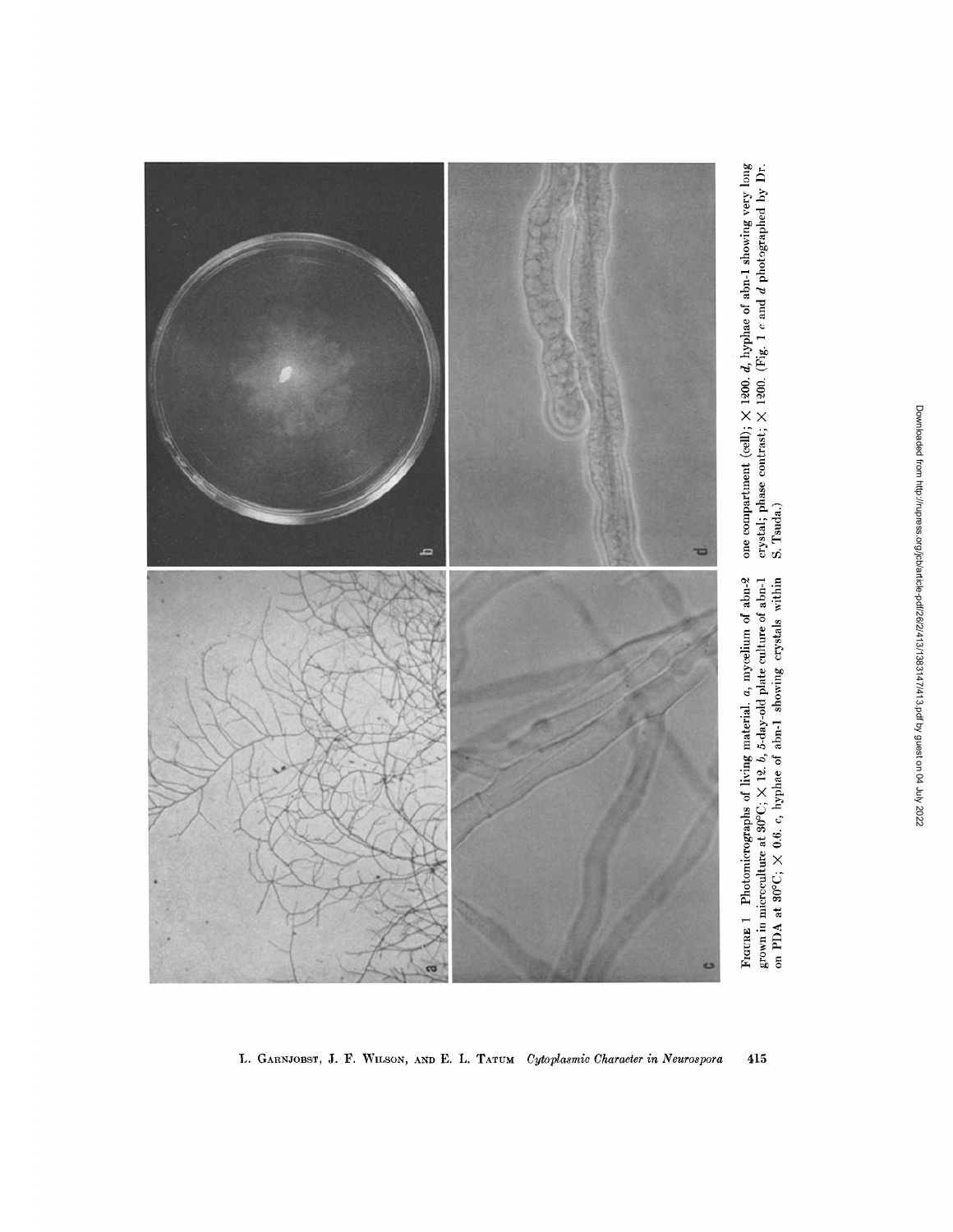FIGURE 1 Photomicrographs of living material. *a*, mycelium of abn-2 grown in microculture at 30°C; × 12. *b*, 5-day-old plate culture of abn-1 on PDA at 30°C; × 0.6. *c*, hyphae of abn-1 showing crystals within one compartment (cell); × 1200. *d*, hyphae of abn-1 showing very long crystal; phase contrast; × 1200. (Fig. 1 *c* and *d* photographed by Dr. S. Tsuda.)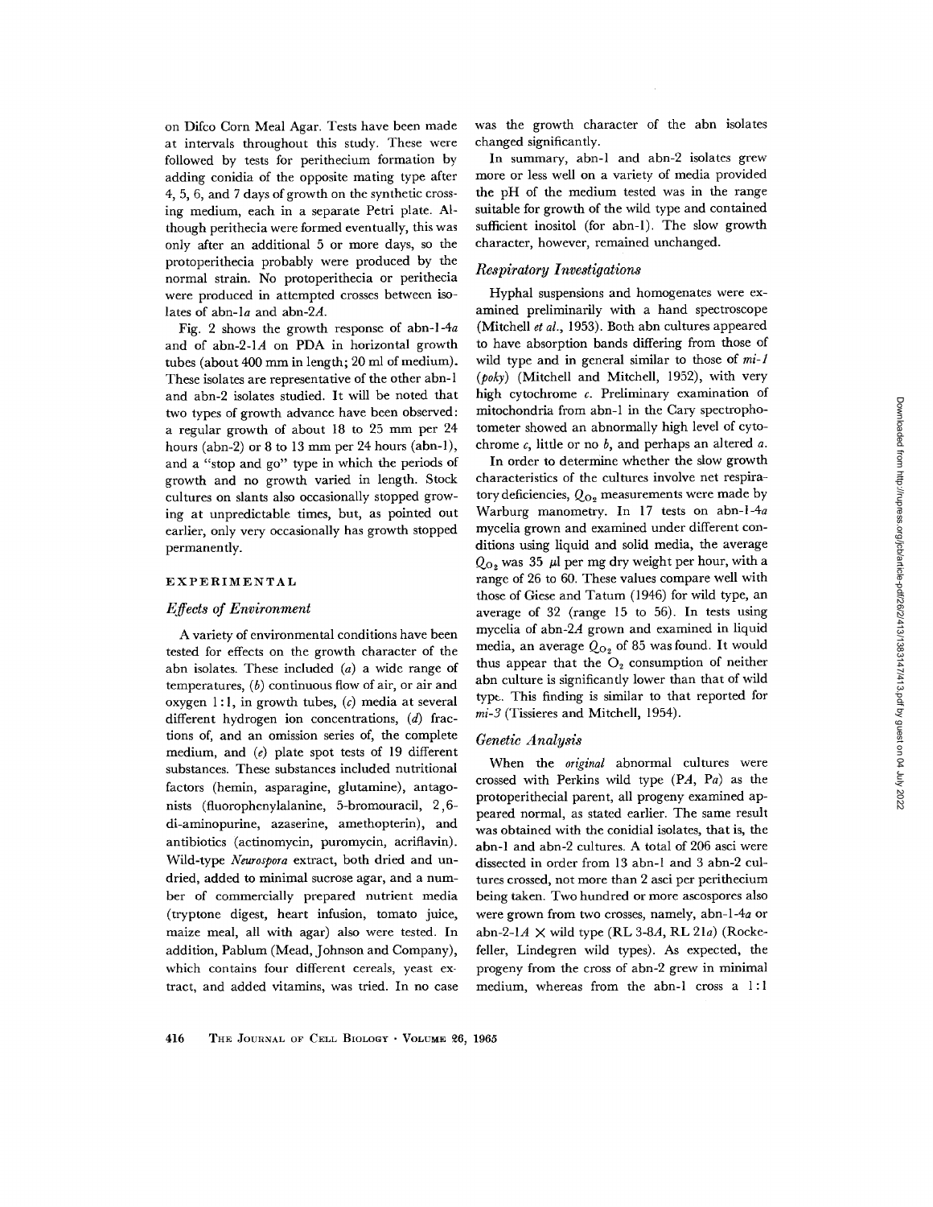on Difco Corn Meal Agar. Tests have been made at intervals throughout this study. These were followed by tests for perithecium formation by adding conidia of the opposite mating type after 4, 5, 6, and 7 days of growth on the synthetic crossing medium, each in a separate Petri plate. Although perithecia were formed eventually, this was only after an additional 5 or more days, so the protoperithecia probably were produced by the normal strain. No protoperithecia or perithecia were produced in attempted crosses between isolates of abn-1*a* and abn-2*A*.

Fig. 2 shows the growth response of abn-1-4*a* and of abn-2-1*A* on PDA in horizontal growth tubes (about 400 mm in length; 20 ml of medium). These isolates are representative of the other abn-1 and abn-2 isolates studied. It will be noted that two types of growth advance have been observed: a regular growth of about 18 to 25 mm per 24 hours (abn-2) or 8 to 13 mm per 24 hours (abn-1), and a "stop and go" type in which the periods of growth and no growth varied in length. Stock cultures on slants also occasionally stopped growing at unpredictable times, but, as pointed out earlier, only very occasionally has growth stopped permanently.

## EXPERIMENTAL

### *Effects of Environment*

A variety of environmental conditions have been tested for effects on the growth character of the abn isolates. These included (*a*) a wide range of temperatures, (*b*) continuous flow of air, or air and oxygen 1:1, in growth tubes, (*c*) media at several different hydrogen ion concentrations, (*d*) fractions of, and an omission series of, the complete medium, and (*e*) plate spot tests of 19 different substances. These substances included nutritional factors (hemin, asparagine, glutamine), antagonists (fluorophenylalanine, 5-bromouracil, 2,6-di-aminopurine, azaserine, amethopterin), and antibiotics (actinomycin, puromycin, acriflavin). Wild-type *Neurospora* extract, both dried and undried, added to minimal sucrose agar, and a number of commercially prepared nutrient media (tryptone digest, heart infusion, tomato juice, maize meal, all with agar) also were tested. In addition, Pablum (Mead, Johnson and Company), which contains four different cereals, yeast extract, and added vitamins, was tried. In no case was the growth character of the abn isolates changed significantly.

In summary, abn-1 and abn-2 isolates grew more or less well on a variety of media provided the pH of the medium tested was in the range suitable for growth of the wild type and contained sufficient inositol (for abn-1). The slow growth character, however, remained unchanged.

### *Respiratory Investigations*

Hyphal suspensions and homogenates were examined preliminarily with a hand spectroscope (Mitchell *et al.*, 1953). Both abn cultures appeared to have absorption bands differing from those of wild type and in general similar to those of *mi-1* (*poky*) (Mitchell and Mitchell, 1952), with very high cytochrome *c*. Preliminary examination of mitochondria from abn-1 in the Cary spectrophotometer showed an abnormally high level of cytochrome *c*, little or no *b*, and perhaps an altered *a*.

In order to determine whether the slow growth characteristics of the cultures involve net respiratory deficiencies, $Q_{O_2}$ measurements were made by Warburg manometry. In 17 tests on abn-1-4*a* mycelia grown and examined under different conditions using liquid and solid media, the average $Q_{O_2}$ was 35 μl per mg dry weight per hour, with a range of 26 to 60. These values compare well with those of Giese and Tatum (1946) for wild type, an average of 32 (range 15 to 56). In tests using mycelia of abn-2*A* grown and examined in liquid media, an average $Q_{O_2}$ of 85 was found. It would thus appear that the $O_2$ consumption of neither abn culture is significantly lower than that of wild type. This finding is similar to that reported for *mi-3* (Tissieres and Mitchell, 1954).

### *Genetic Analysis*

When the *original* abnormal cultures were crossed with Perkins wild type (P*A*, P*a*) as the protoperithecial parent, all progeny examined appeared normal, as stated earlier. The same result was obtained with the conidial isolates, that is, the abn-1 and abn-2 cultures. A total of 206 asci were dissected in order from 13 abn-1 and 3 abn-2 cultures crossed, not more than 2 asci per perithecium being taken. Two hundred or more ascospores also were grown from two crosses, namely, abn-1-4*a* or abn-2-1*A* × wild type (RL 3-8*A*, RL 21*a*) (Rockefeller, Lindegren wild types). As expected, the progeny from the cross of abn-2 grew in minimal medium, whereas from the abn-1 cross a 1:1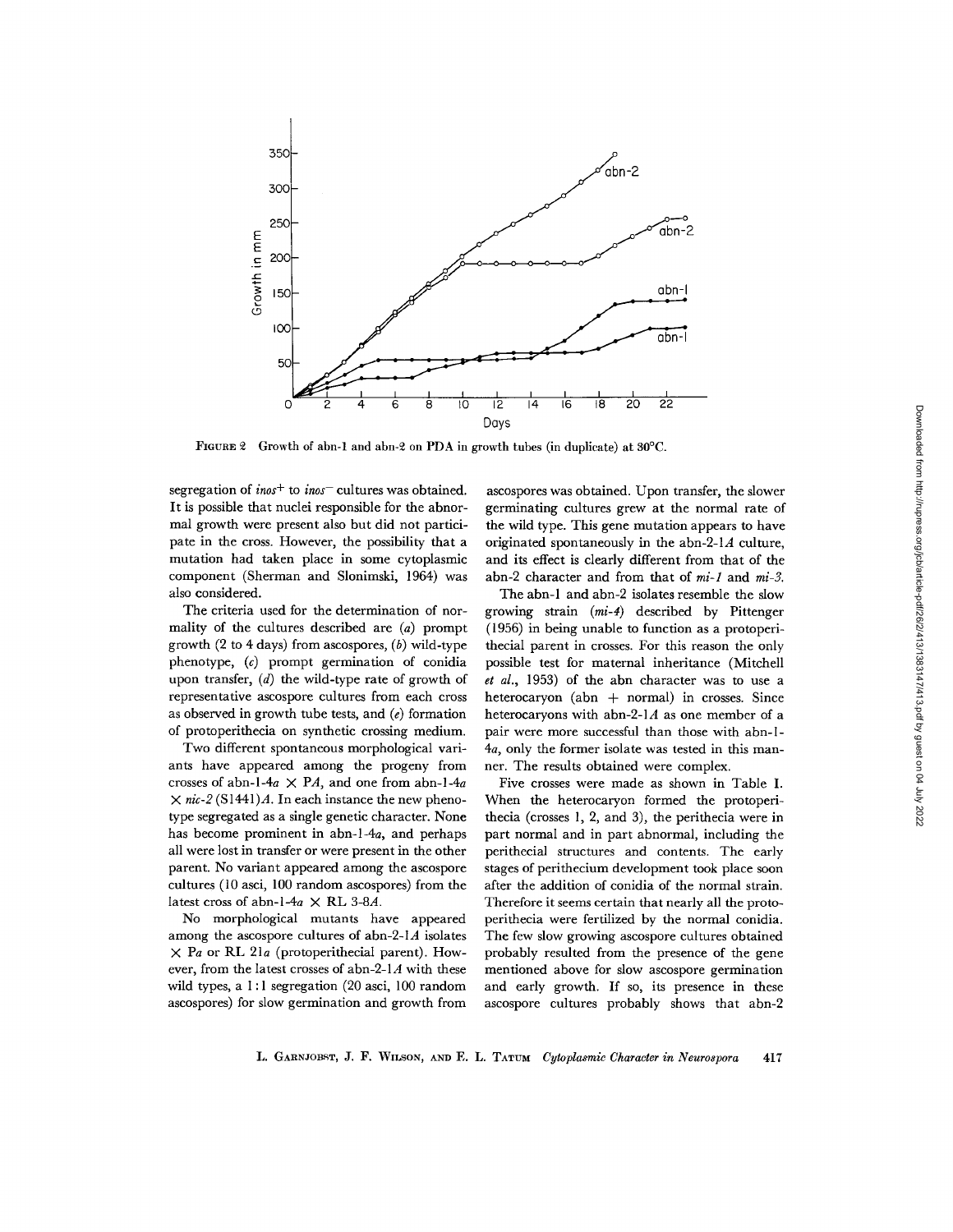FIGURE 2 Growth of abn-1 and abn-2 on PDA in growth tubes (in duplicate) at 30°C.

segregation of *inos*+ to *inos*− cultures was obtained. It is possible that nuclei responsible for the abnormal growth were present also but did not participate in the cross. However, the possibility that a mutation had taken place in some cytoplasmic component (Sherman and Slonimski, 1964) was also considered.

The criteria used for the determination of normality of the cultures described are (*a*) prompt growth (2 to 4 days) from ascospores, (*b*) wild-type phenotype, (*c*) prompt germination of conidia upon transfer, (*d*) the wild-type rate of growth of representative ascospore cultures from each cross as observed in growth tube tests, and (*e*) formation of protoperithecia on synthetic crossing medium.

Two different spontaneous morphological variants have appeared among the progeny from crosses of abn-1-4*a* × P*A*, and one from abn-1-4*a* × *nic-2* (S1441)*A*. In each instance the new phenotype segregated as a single genetic character. None has become prominent in abn-1-4*a*, and perhaps all were lost in transfer or were present in the other parent. No variant appeared among the ascospore cultures (10 asci, 100 random ascospores) from the latest cross of abn-1-4*a* × RL 3-8*A*.

No morphological mutants have appeared among the ascospore cultures of abn-2-1*A* isolates × P*a* or RL 21*a* (protoperithecial parent). However, from the latest crosses of abn-2-1*A* with these wild types, a 1:1 segregation (20 asci, 100 random ascospores) for slow germination and growth from ascospores was obtained. Upon transfer, the slower germinating cultures grew at the normal rate of the wild type. This gene mutation appears to have originated spontaneously in the abn-2-1*A* culture, and its effect is clearly different from that of the abn-2 character and from that of *mi-1* and *mi-3*.

The abn-1 and abn-2 isolates resemble the slow growing strain (*mi-4*) described by Pittenger (1956) in being unable to function as a protoperithecial parent in crosses. For this reason the only possible test for maternal inheritance (Mitchell *et al.*, 1953) of the abn character was to use a heterocaryon (abn + normal) in crosses. Since heterocaryons with abn-2-1*A* as one member of a pair were more successful than those with abn-1-4*a*, only the former isolate was tested in this manner. The results obtained were complex.

Five crosses were made as shown in Table I. When the heterocaryon formed the protoperithecia (crosses 1, 2, and 3), the perithecia were in part normal and in part abnormal, including the perithecial structures and contents. The early stages of perithecium development took place soon after the addition of conidia of the normal strain. Therefore it seems certain that nearly all the protoperithecia were fertilized by the normal conidia. The few slow growing ascospore cultures obtained probably resulted from the presence of the gene mentioned above for slow ascospore germination and early growth. If so, its presence in these ascospore cultures probably shows that abn-2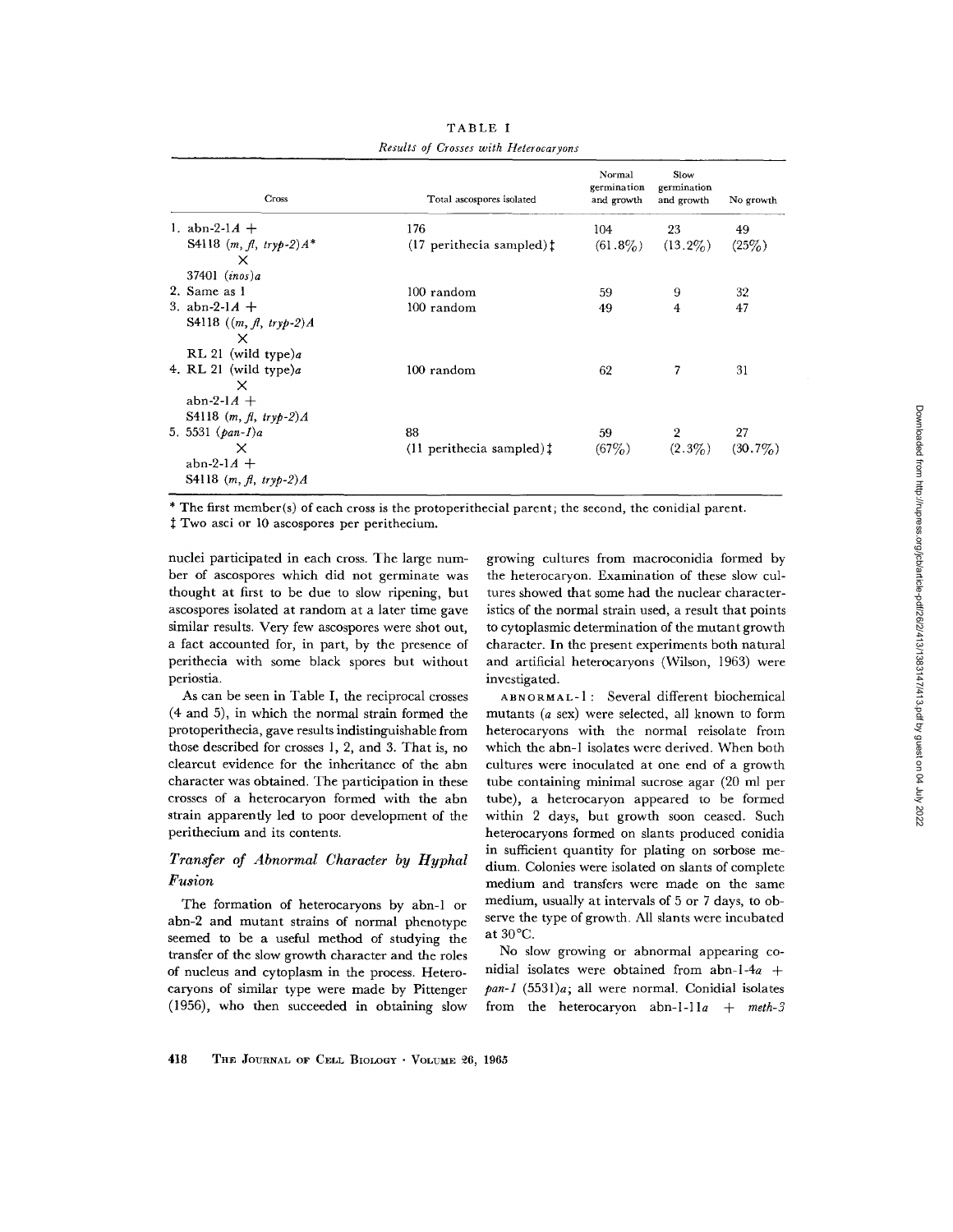TABLE I

*Results of Crosses with Heterocaryons*

| Cross | Total ascospores isolated | Normal germination and growth | Slow germination and growth | No growth |
|---|---|---|---|---|
| 1. abn-2-1*A* + S4118 (*m, fl, tryp-2*)*A** × 37401 (*inos*)*a* | 176 (17 perithecia sampled)‡ | 104 (61.8%) | 23 (13.2%) | 49 (25%) |
| 2. Same as 1 | 100 random | 59 | 9 | 32 |
| 3. abn-2-1*A* + S4118 ((*m, fl, tryp-2*)*A* × RL 21 (wild type)*a* | 100 random | 49 | 4 | 47 |
| 4. RL 21 (wild type)*a* × abn-2-1*A* + S4118 (*m, fl, tryp-2*)*A* | 100 random | 62 | 7 | 31 |
| 5. 5531 (*pan-1*)*a* × abn-2-1*A* + S4118 (*m, fl, tryp-2*)*A* | 88 (11 perithecia sampled)‡ | 59 (67%) | 2 (2.3%) | 27 (30.7%) |

\* The first member(s) of each cross is the protoperithecial parent; the second, the conidial parent.

‡ Two asci or 10 ascospores per perithecium.

nuclei participated in each cross. The large number of ascospores which did not germinate was thought at first to be due to slow ripening, but ascospores isolated at random at a later time gave similar results. Very few ascospores were shot out, a fact accounted for, in part, by the presence of perithecia with some black spores but without periostia.

As can be seen in Table I, the reciprocal crosses (4 and 5), in which the normal strain formed the protoperithecia, gave results indistinguishable from those described for crosses 1, 2, and 3. That is, no clearcut evidence for the inheritance of the abn character was obtained. The participation in these crosses of a heterocaryon formed with the abn strain apparently led to poor development of the perithecium and its contents.

### *Transfer of Abnormal Character by Hyphal Fusion*

The formation of heterocaryons by abn-1 or abn-2 and mutant strains of normal phenotype seemed to be a useful method of studying the transfer of the slow growth character and the roles of nucleus and cytoplasm in the process. Heterocaryons of similar type were made by Pittenger (1956), who then succeeded in obtaining slow growing cultures from macroconidia formed by the heterocaryon. Examination of these slow cultures showed that some had the nuclear characteristics of the normal strain used, a result that points to cytoplasmic determination of the mutant growth character. In the present experiments both natural and artificial heterocaryons (Wilson, 1963) were investigated.

ABNORMAL-1: Several different biochemical mutants (*a* sex) were selected, all known to form heterocaryons with the normal reisolate from which the abn-1 isolates were derived. When both cultures were inoculated at one end of a growth tube containing minimal sucrose agar (20 ml per tube), a heterocaryon appeared to be formed within 2 days, but growth soon ceased. Such heterocaryons formed on slants produced conidia in sufficient quantity for plating on sorbose medium. Colonies were isolated on slants of complete medium and transfers were made on the same medium, usually at intervals of 5 or 7 days, to observe the type of growth. All slants were incubated at 30°C.

No slow growing or abnormal appearing conidial isolates were obtained from abn-1-4*a* + *pan-1* (5531)*a*; all were normal. Conidial isolates from the heterocaryon abn-1-11*a* + *meth-3*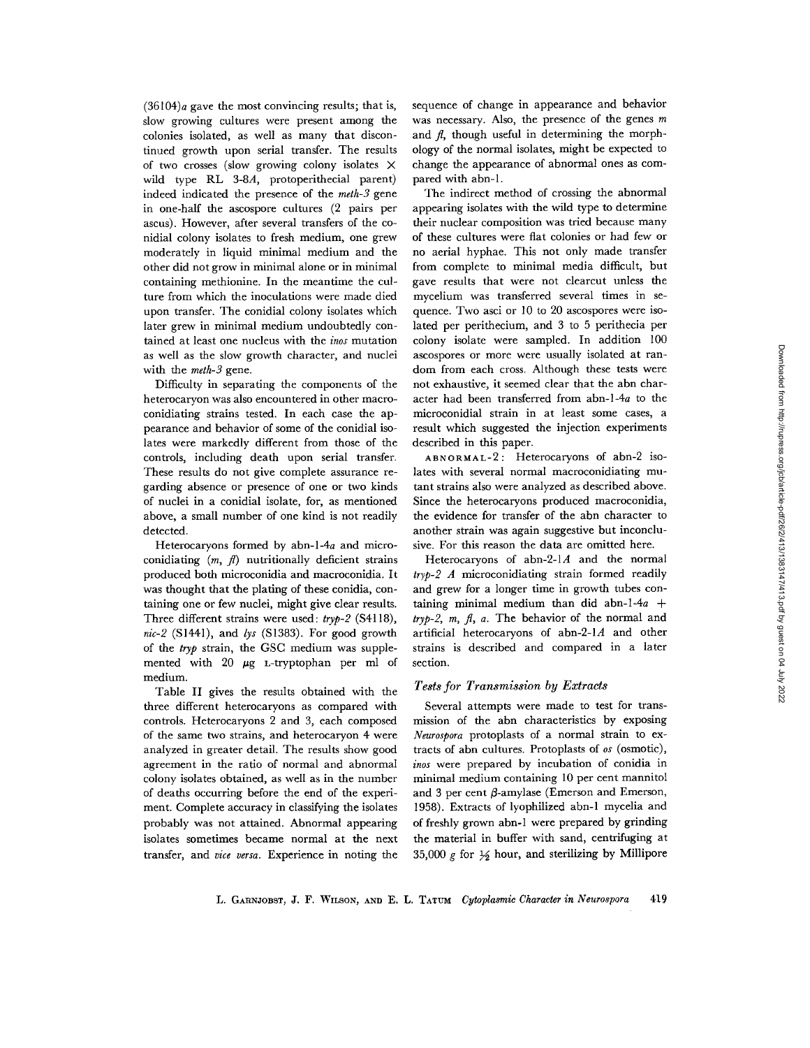(36104)*a* gave the most convincing results; that is, slow growing cultures were present among the colonies isolated, as well as many that discontinued growth upon serial transfer. The results of two crosses (slow growing colony isolates × wild type RL 3-8*A*, protoperithecial parent) indeed indicated the presence of the *meth-3* gene in one-half the ascospore cultures (2 pairs per ascus). However, after several transfers of the conidial colony isolates to fresh medium, one grew moderately in liquid minimal medium and the other did not grow in minimal alone or in minimal containing methionine. In the meantime the culture from which the inoculations were made died upon transfer. The conidial colony isolates which later grew in minimal medium undoubtedly contained at least one nucleus with the *inos* mutation as well as the slow growth character, and nuclei with the *meth-3* gene.

Difficulty in separating the components of the heterocaryon was also encountered in other macroconidiating strains tested. In each case the appearance and behavior of some of the conidial isolates were markedly different from those of the controls, including death upon serial transfer. These results do not give complete assurance regarding absence or presence of one or two kinds of nuclei in a conidial isolate, for, as mentioned above, a small number of one kind is not readily detected.

Heterocaryons formed by abn-1-4*a* and microconidiating (*m*, *fl*) nutritionally deficient strains produced both microconidia and macroconidia. It was thought that the plating of these conidia, containing one or few nuclei, might give clear results. Three different strains were used: *tryp-2* (S4118), *nic-2* (S1441), and *lys* (S1383). For good growth of the *tryp* strain, the GSC medium was supplemented with 20 μg L-tryptophan per ml of medium.

Table II gives the results obtained with the three different heterocaryons as compared with controls. Heterocaryons 2 and 3, each composed of the same two strains, and heterocaryon 4 were analyzed in greater detail. The results show good agreement in the ratio of normal and abnormal colony isolates obtained, as well as in the number of deaths occurring before the end of the experiment. Complete accuracy in classifying the isolates probably was not attained. Abnormal appearing isolates sometimes became normal at the next transfer, and *vice versa*. Experience in noting the sequence of change in appearance and behavior was necessary. Also, the presence of the genes *m* and *fl*, though useful in determining the morphology of the normal isolates, might be expected to change the appearance of abnormal ones as compared with abn-1.

The indirect method of crossing the abnormal appearing isolates with the wild type to determine their nuclear composition was tried because many of these cultures were flat colonies or had few or no aerial hyphae. This not only made transfer from complete to minimal media difficult, but gave results that were not clearcut unless the mycelium was transferred several times in sequence. Two asci or 10 to 20 ascospores were isolated per perithecium, and 3 to 5 perithecia per colony isolate were sampled. In addition 100 ascospores or more were usually isolated at random from each cross. Although these tests were not exhaustive, it seemed clear that the abn character had been transferred from abn-1-4*a* to the microconidial strain in at least some cases, a result which suggested the injection experiments described in this paper.

ABNORMAL-2: Heterocaryons of abn-2 isolates with several normal macroconidiating mutant strains also were analyzed as described above. Since the heterocaryons produced macroconidia, the evidence for transfer of the abn character to another strain was again suggestive but inconclusive. For this reason the data are omitted here.

Heterocaryons of abn-2-1*A* and the normal *tryp-2 A* microconidiating strain formed readily and grew for a longer time in growth tubes containing minimal medium than did abn-1-4*a* + *tryp-2*, *m*, *fl*, *a*. The behavior of the normal and artificial heterocaryons of abn-2-1*A* and other strains is described and compared in a later section.

### *Tests for Transmission by Extracts*

Several attempts were made to test for transmission of the abn characteristics by exposing *Neurospora* protoplasts of a normal strain to extracts of abn cultures. Protoplasts of *os* (osmotic), *inos* were prepared by incubation of conidia in minimal medium containing 10 per cent mannitol and 3 per cent β-amylase (Emerson and Emerson, 1958). Extracts of lyophilized abn-1 mycelia and of freshly grown abn-1 were prepared by grinding the material in buffer with sand, centrifuging at 35,000 *g* for ½ hour, and sterilizing by Millipore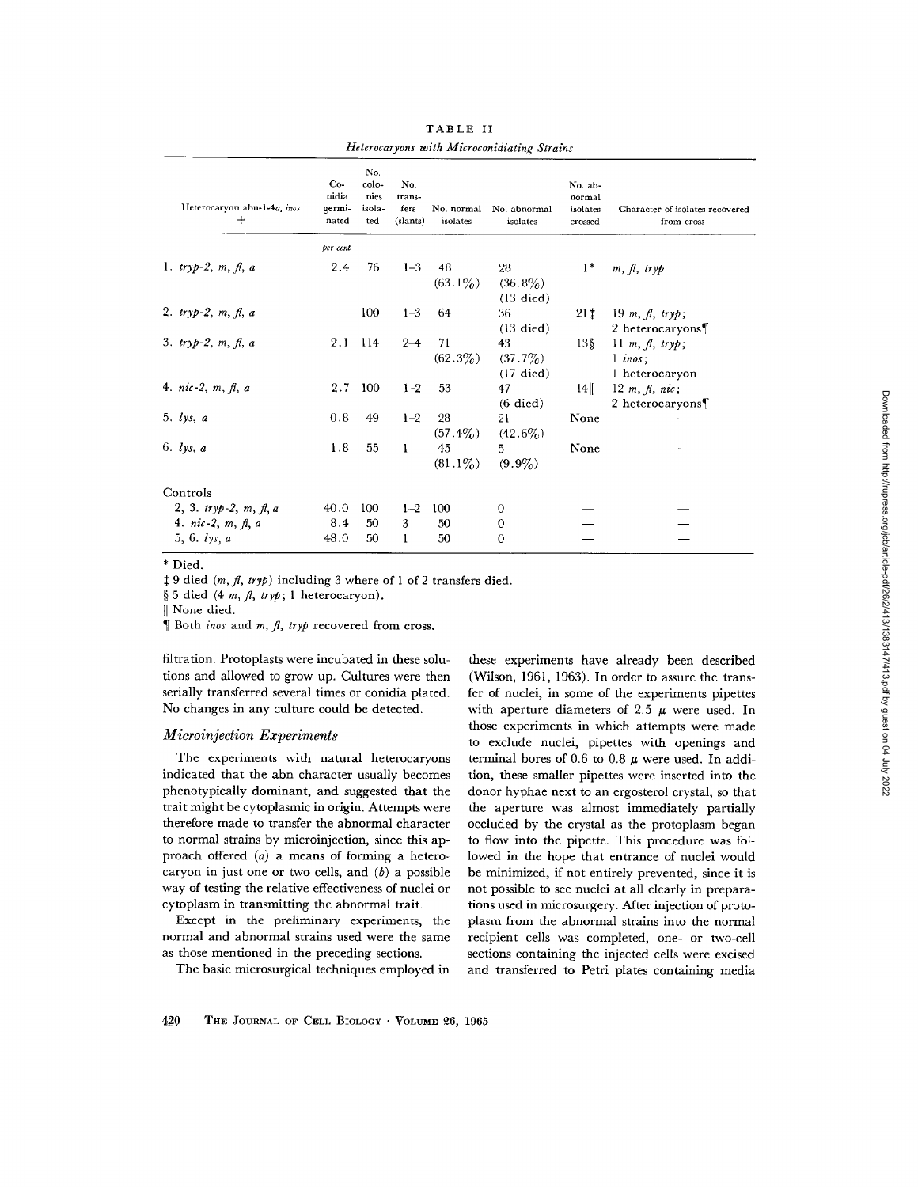TABLE II

*Heterocaryons with Microconidiating Strains*

| Heterocaryon abn-1-4*a*, *inos* + | Conidia germinated | No. colonies isolated | No. transfers (slants) | No. normal isolates | No. abnormal isolates | No. abnormal isolates crossed | Character of isolates recovered from cross |
|---|---|---|---|---|---|---|---|
| | *per cent* | | | | | | |
| 1. *tryp-2, m, fl, a* | 2.4 | 76 | 1–3 | 48 (63.1%) | 28 (36.8%) (13 died) | 1* | *m, fl, tryp* |
| 2. *tryp-2, m, fl, a* | — | 100 | 1–3 | 64 | 36 (13 died) | 21‡ | 19 *m, fl, tryp*; 2 heterocaryons¶ |
| 3. *tryp-2, m, fl, a* | 2.1 | 114 | 2–4 | 71 (62.3%) | 43 (37.7%) (17 died) | 13§ | 11 *m, fl, tryp*; 1 *inos*; 1 heterocaryon |
| 4. *nic-2, m, fl, a* | 2.7 | 100 | 1–2 | 53 | 47 (6 died) | 14‖ | 12 *m, fl, nic*; 2 heterocaryons¶ |
| 5. *lys, a* | 0.8 | 49 | 1–2 | 28 (57.4%) | 21 (42.6%) | None | — |
| 6. *lys, a* | 1.8 | 55 | 1 | 45 (81.1%) | 5 (9.9%) | None | — |
| Controls | | | | | | | |
| 2, 3. *tryp-2, m, fl, a* | 40.0 | 100 | 1–2 | 100 | 0 | — | — |
| 4. *nic-2, m, fl, a* | 8.4 | 50 | 3 | 50 | 0 | — | — |
| 5, 6. *lys, a* | 48.0 | 50 | 1 | 50 | 0 | — | — |

\* Died.

‡ 9 died (*m, fl, tryp*) including 3 where of 1 of 2 transfers died.

§ 5 died (4 *m, fl, tryp*; 1 heterocaryon).

‖ None died.

¶ Both *inos* and *m, fl, tryp* recovered from cross.

filtration. Protoplasts were incubated in these solutions and allowed to grow up. Cultures were then serially transferred several times or conidia plated. No changes in any culture could be detected.

### *Microinjection Experiments*

The experiments with natural heterocaryons indicated that the abn character usually becomes phenotypically dominant, and suggested that the trait might be cytoplasmic in origin. Attempts were therefore made to transfer the abnormal character to normal strains by microinjection, since this approach offered (*a*) a means of forming a heterocaryon in just one or two cells, and (*b*) a possible way of testing the relative effectiveness of nuclei or cytoplasm in transmitting the abnormal trait.

Except in the preliminary experiments, the normal and abnormal strains used were the same as those mentioned in the preceding sections.

The basic microsurgical techniques employed in these experiments have already been described (Wilson, 1961, 1963). In order to assure the transfer of nuclei, in some of the experiments pipettes with aperture diameters of 2.5 $\mu$ were used. In those experiments in which attempts were made to exclude nuclei, pipettes with openings and terminal bores of 0.6 to 0.8 $\mu$ were used. In addition, these smaller pipettes were inserted into the donor hyphae next to an ergosterol crystal, so that the aperture was almost immediately partially occluded by the crystal as the protoplasm began to flow into the pipette. This procedure was followed in the hope that entrance of nuclei would be minimized, if not entirely prevented, since it is not possible to see nuclei at all clearly in preparations used in microsurgery. After injection of protoplasm from the abnormal strains into the normal recipient cells was completed, one- or two-cell sections containing the injected cells were excised and transferred to Petri plates containing media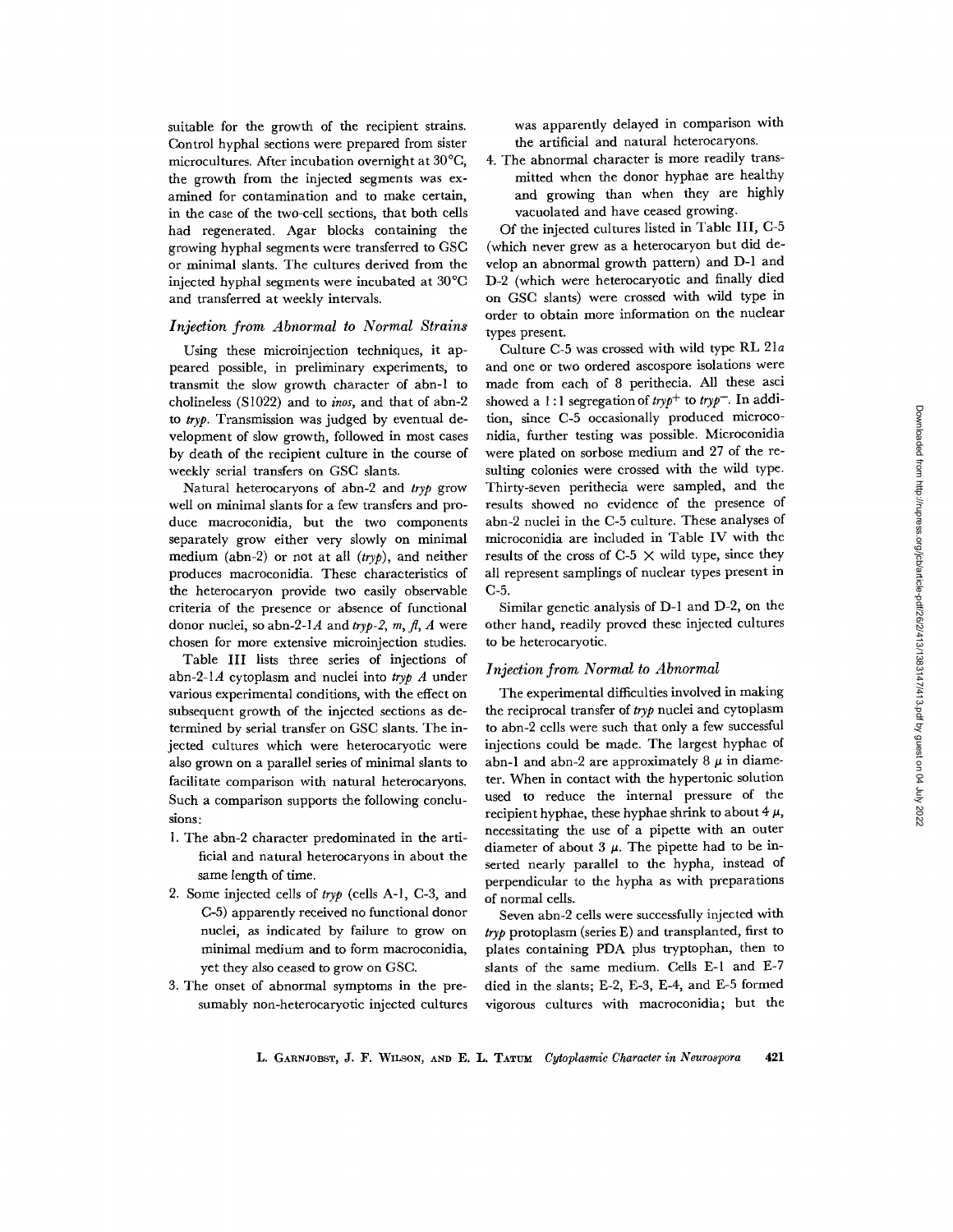suitable for the growth of the recipient strains. Control hyphal sections were prepared from sister microcultures. After incubation overnight at 30°C, the growth from the injected segments was examined for contamination and to make certain, in the case of the two-cell sections, that both cells had regenerated. Agar blocks containing the growing hyphal segments were transferred to GSC or minimal slants. The cultures derived from the injected hyphal segments were incubated at 30°C and transferred at weekly intervals.

### *Injection from Abnormal to Normal Strains*

Using these microinjection techniques, it appeared possible, in preliminary experiments, to transmit the slow growth character of abn-1 to cholineless (S1022) and to *inos*, and that of abn-2 to *tryp*. Transmission was judged by eventual development of slow growth, followed in most cases by death of the recipient culture in the course of weekly serial transfers on GSC slants.

Natural heterocaryons of abn-2 and *tryp* grow well on minimal slants for a few transfers and produce macroconidia, but the two components separately grow either very slowly on minimal medium (abn-2) or not at all (*tryp*), and neither produces macroconidia. These characteristics of the heterocaryon provide two easily observable criteria of the presence or absence of functional donor nuclei, so abn-2-1*A* and *tryp-2, m, fl, A* were chosen for more extensive microinjection studies.

Table III lists three series of injections of abn-2-1*A* cytoplasm and nuclei into *tryp A* under various experimental conditions, with the effect on subsequent growth of the injected sections as determined by serial transfer on GSC slants. The injected cultures which were heterocaryotic were also grown on a parallel series of minimal slants to facilitate comparison with natural heterocaryons. Such a comparison supports the following conclusions:

1. The abn-2 character predominated in the artificial and natural heterocaryons in about the same length of time.
2. Some injected cells of *tryp* (cells A-1, C-3, and C-5) apparently received no functional donor nuclei, as indicated by failure to grow on minimal medium and to form macroconidia, yet they also ceased to grow on GSC.
3. The onset of abnormal symptoms in the presumably non-heterocaryotic injected cultures was apparently delayed in comparison with the artificial and natural heterocaryons.
4. The abnormal character is more readily transmitted when the donor hyphae are healthy and growing than when they are highly vacuolated and have ceased growing.

Of the injected cultures listed in Table III, C-5 (which never grew as a heterocaryon but did develop an abnormal growth pattern) and D-1 and D-2 (which were heterocaryotic and finally died on GSC slants) were crossed with wild type in order to obtain more information on the nuclear types present.

Culture C-5 was crossed with wild type RL 21*a* and one or two ordered ascospore isolations were made from each of 8 perithecia. All these asci showed a 1:1 segregation of $tryp^+$ to $tryp^-$. In addition, since C-5 occasionally produced microconidia, further testing was possible. Microconidia were plated on sorbose medium and 27 of the resulting colonies were crossed with the wild type. Thirty-seven perithecia were sampled, and the results showed no evidence of the presence of abn-2 nuclei in the C-5 culture. These analyses of microconidia are included in Table IV with the results of the cross of C-5 × wild type, since they all represent samplings of nuclear types present in C-5.

Similar genetic analysis of D-1 and D-2, on the other hand, readily proved these injected cultures to be heterocaryotic.

### *Injection from Normal to Abnormal*

The experimental difficulties involved in making the reciprocal transfer of *tryp* nuclei and cytoplasm to abn-2 cells were such that only a few successful injections could be made. The largest hyphae of abn-1 and abn-2 are approximately 8 μ in diameter. When in contact with the hypertonic solution used to reduce the internal pressure of the recipient hyphae, these hyphae shrink to about 4 μ, necessitating the use of a pipette with an outer diameter of about 3 μ. The pipette had to be inserted nearly parallel to the hypha, instead of perpendicular to the hypha as with preparations of normal cells.

Seven abn-2 cells were successfully injected with *tryp* protoplasm (series E) and transplanted, first to plates containing PDA plus tryptophan, then to slants of the same medium. Cells E-1 and E-7 died in the slants; E-2, E-3, E-4, and E-5 formed vigorous cultures with macroconidia; but the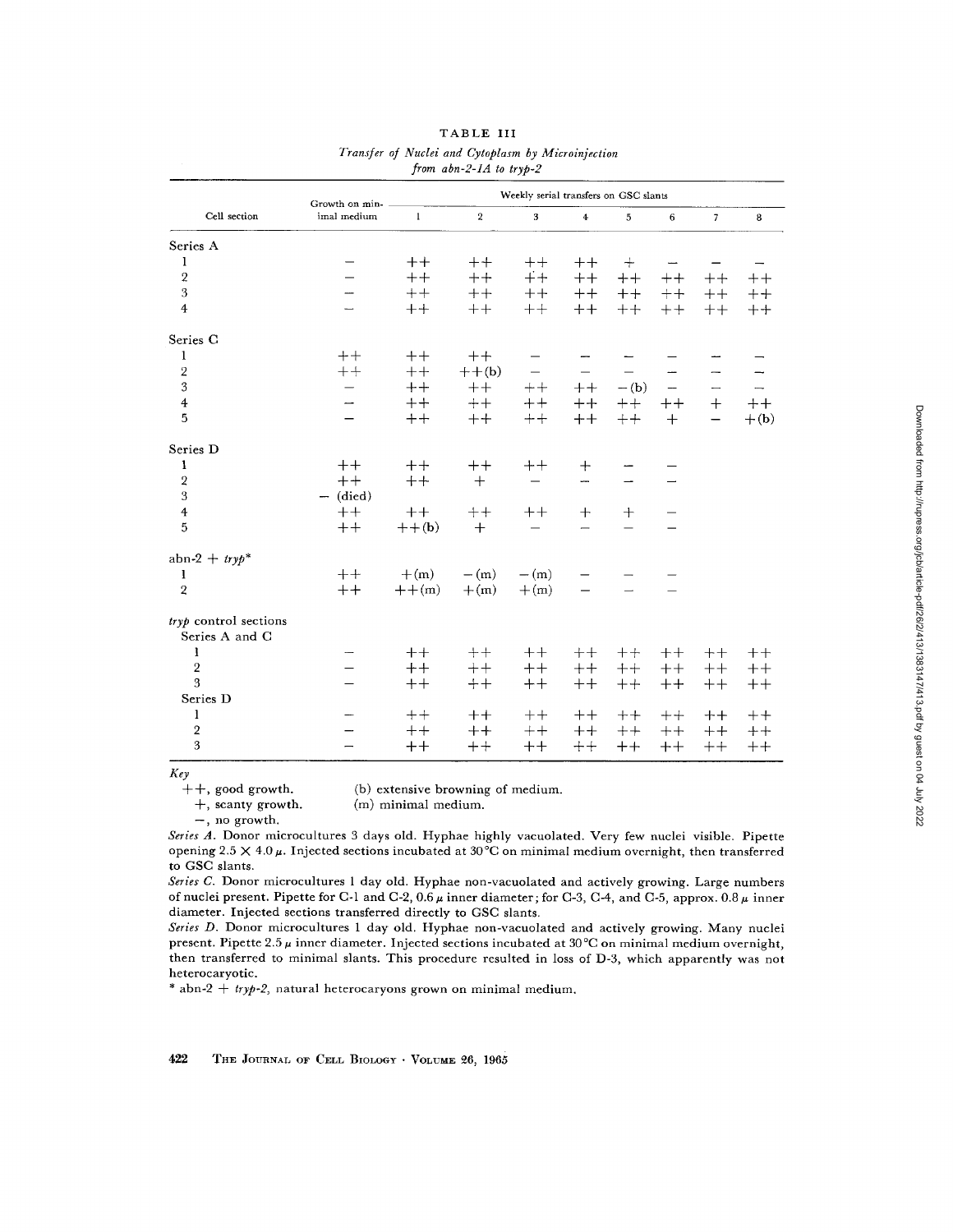TABLE III

*Transfer of Nuclei and Cytoplasm by Microinjection from abn-2-1A to tryp-2*

| Cell section | Growth on minimal medium | Weekly serial transfers on GSC slants | | | | | | | |
|---|---|---|---|---|---|---|---|---|---|
| | | 1 | 2 | 3 | 4 | 5 | 6 | 7 | 8 |
| Series A | | | | | | | | | |
| 1 | − | ++ | ++ | ++ | ++ | + | − | − | − |
| 2 | − | ++ | ++ | ++ | ++ | ++ | ++ | ++ | ++ |
| 3 | − | ++ | ++ | ++ | ++ | ++ | ++ | ++ | ++ |
| 4 | − | ++ | ++ | ++ | ++ | ++ | ++ | ++ | ++ |
| Series C | | | | | | | | | |
| 1 | ++ | ++ | ++ | − | − | − | − | − | − |
| 2 | ++ | ++ | ++(b) | − | − | − | − | − | − |
| 3 | − | ++ | ++ | ++ | ++ | −(b) | − | − | − |
| 4 | − | ++ | ++ | ++ | ++ | ++ | ++ | + | ++ |
| 5 | − | ++ | ++ | ++ | ++ | ++ | + | − | +(b) |
| Series D | | | | | | | | | |
| 1 | ++ | ++ | ++ | ++ | + | − | − | | |
| 2 | ++ | ++ | + | − | − | − | − | | |
| 3 | − (died) | | | | | | | | |
| 4 | ++ | ++ | ++ | ++ | + | + | − | | |
| 5 | ++ | ++(b) | + | − | − | − | − | | |
| abn-2 + *tryp** | | | | | | | | | |
| 1 | ++ | +(m) | −(m) | −(m) | − | − | − | | |
| 2 | ++ | ++(m) | +(m) | +(m) | − | − | − | | |
| *tryp* control sections | | | | | | | | | |
| Series A and C | | | | | | | | | |
| 1 | − | ++ | ++ | ++ | ++ | ++ | ++ | ++ | ++ |
| 2 | − | ++ | ++ | ++ | ++ | ++ | ++ | ++ | ++ |
| 3 | − | ++ | ++ | ++ | ++ | ++ | ++ | ++ | ++ |
| Series D | | | | | | | | | |
| 1 | − | ++ | ++ | ++ | ++ | ++ | ++ | ++ | ++ |
| 2 | − | ++ | ++ | ++ | ++ | ++ | ++ | ++ | ++ |
| 3 | − | ++ | ++ | ++ | ++ | ++ | ++ | ++ | ++ |

*Key*

++, good growth. (b) extensive browning of medium.

+, scanty growth. (m) minimal medium.

−, no growth.

*Series A.* Donor microcultures 3 days old. Hyphae highly vacuolated. Very few nuclei visible. Pipette opening 2.5 × 4.0 μ. Injected sections incubated at 30°C on minimal medium overnight, then transferred to GSC slants.

*Series C.* Donor microcultures 1 day old. Hyphae non-vacuolated and actively growing. Large numbers of nuclei present. Pipette for C-1 and C-2, 0.6 μ inner diameter; for C-3, C-4, and C-5, approx. 0.8 μ inner diameter. Injected sections transferred directly to GSC slants.

*Series D.* Donor microcultures 1 day old. Hyphae non-vacuolated and actively growing. Many nuclei present. Pipette 2.5 μ inner diameter. Injected sections incubated at 30°C on minimal medium overnight, then transferred to minimal slants. This procedure resulted in loss of D-3, which apparently was not heterocaryotic.

\* abn-2 + *tryp-2*, natural heterocaryons grown on minimal medium.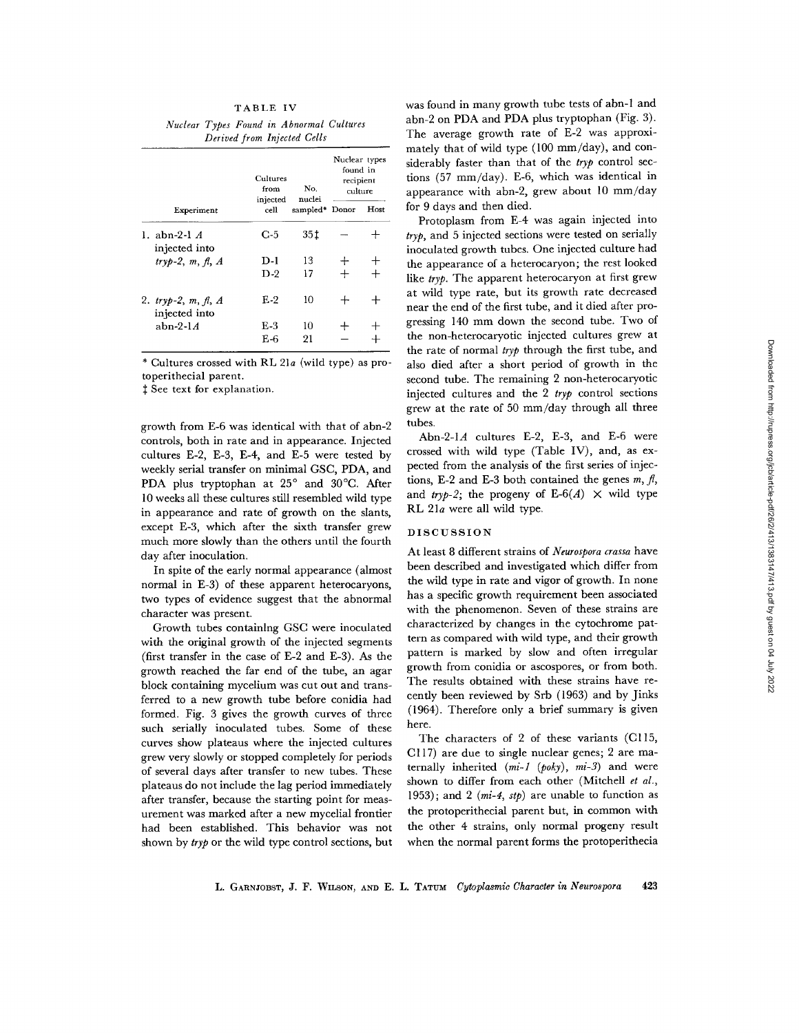TABLE IV

*Nuclear Types Found in Abnormal Cultures Derived from Injected Cells*

| Experiment | Cultures from injected cell | No. nuclei sampled* | Nuclear types found in recipient culture | |
|---|---|---|---|---|
| | | | Donor | Host |
| 1. abn-2-1 *A* injected into *tryp-2, m, fl, A* | C-5 | 35‡ | − | + |
| | D-1 | 13 | + | + |
| | D-2 | 17 | + | + |
| 2. *tryp-2, m, fl, A* injected into abn-2-1*A* | E-2 | 10 | + | + |
| | E-3 | 10 | + | + |
| | E-6 | 21 | − | + |

\* Cultures crossed with RL 21*a* (wild type) as protoperithecial parent.

‡ See text for explanation.

growth from E-6 was identical with that of abn-2 controls, both in rate and in appearance. Injected cultures E-2, E-3, E-4, and E-5 were tested by weekly serial transfer on minimal GSC, PDA, and PDA plus tryptophan at 25° and 30°C. After 10 weeks all these cultures still resembled wild type in appearance and rate of growth on the slants, except E-3, which after the sixth transfer grew much more slowly than the others until the fourth day after inoculation.

In spite of the early normal appearance (almost normal in E-3) of these apparent heterocaryons, two types of evidence suggest that the abnormal character was present.

Growth tubes containing GSC were inoculated with the original growth of the injected segments (first transfer in the case of E-2 and E-3). As the growth reached the far end of the tube, an agar block containing mycelium was cut out and transferred to a new growth tube before conidia had formed. Fig. 3 gives the growth curves of three such serially inoculated tubes. Some of these curves show plateaus where the injected cultures grew very slowly or stopped completely for periods of several days after transfer to new tubes. These plateaus do not include the lag period immediately after transfer, because the starting point for measurement was marked after a new mycelial frontier had been established. This behavior was not shown by *tryp* or the wild type control sections, but was found in many growth tube tests of abn-1 and abn-2 on PDA and PDA plus tryptophan (Fig. 3). The average growth rate of E-2 was approximately that of wild type (100 mm/day), and considerably faster than that of the *tryp* control sections (57 mm/day). E-6, which was identical in appearance with abn-2, grew about 10 mm/day for 9 days and then died.

Protoplasm from E-4 was again injected into *tryp*, and 5 injected sections were tested on serially inoculated growth tubes. One injected culture had the appearance of a heterocaryon; the rest looked like *tryp*. The apparent heterocaryon at first grew at wild type rate, but its growth rate decreased near the end of the first tube, and it died after progressing 140 mm down the second tube. Two of the non-heterocaryotic injected cultures grew at the rate of normal *tryp* through the first tube, and also died after a short period of growth in the second tube. The remaining 2 non-heterocaryotic injected cultures and the 2 *tryp* control sections grew at the rate of 50 mm/day through all three tubes.

Abn-2-1*A* cultures E-2, E-3, and E-6 were crossed with wild type (Table IV), and, as expected from the analysis of the first series of injections, E-2 and E-3 both contained the genes *m*, *fl*, and *tryp-2*; the progeny of E-6(*A*) × wild type RL 21*a* were all wild type.

## DISCUSSION

At least 8 different strains of *Neurospora crassa* have been described and investigated which differ from the wild type in rate and vigor of growth. In none has a specific growth requirement been associated with the phenomenon. Seven of these strains are characterized by changes in the cytochrome pattern as compared with wild type, and their growth pattern is marked by slow and often irregular growth from conidia or ascospores, or from both. The results obtained with these strains have recently been reviewed by Srb (1963) and by Jinks (1964). Therefore only a brief summary is given here.

The characters of 2 of these variants (C115, C117) are due to single nuclear genes; 2 are maternally inherited (*mi-1* (*poky*), *mi-3*) and were shown to differ from each other (Mitchell *et al.*, 1953); and 2 (*mi-4*, *stp*) are unable to function as the protoperithecial parent but, in common with the other 4 strains, only normal progeny result when the normal parent forms the protoperithecia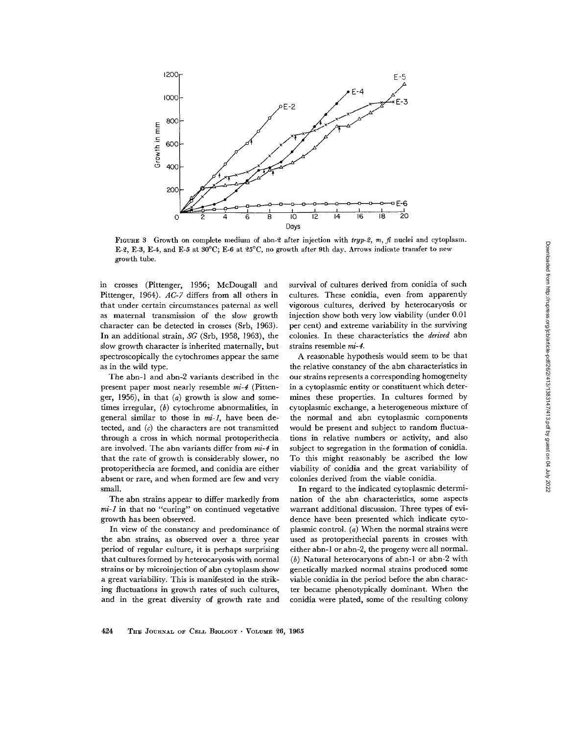FIGURE 3 Growth on complete medium of abn-2 after injection with *tryp-2, m, fl* nuclei and cytoplasm. E-2, E-3, E-4, and E-5 at 30°C; E-6 at 25°C, no growth after 9th day. Arrows indicate transfer to new growth tube.

in crosses (Pittenger, 1956; McDougall and Pittenger, 1964). *AC-7* differs from all others in that under certain circumstances paternal as well as maternal transmission of the slow growth character can be detected in crosses (Srb, 1963). In an additional strain, *SG* (Srb, 1958, 1963), the slow growth character is inherited maternally, but spectroscopically the cytochromes appear the same as in the wild type.

The abn-1 and abn-2 variants described in the present paper most nearly resemble *mi-4* (Pittenger, 1956), in that (*a*) growth is slow and sometimes irregular, (*b*) cytochrome abnormalities, in general similar to those in *mi-1*, have been detected, and (*c*) the characters are not transmitted through a cross in which normal protoperithecia are involved. The abn variants differ from *mi-4* in that the rate of growth is considerably slower, no protoperithecia are formed, and conidia are either absent or rare, and when formed are few and very small.

The abn strains appear to differ markedly from *mi-1* in that no "curing" on continued vegetative growth has been observed.

In view of the constancy and predominance of the abn strains, as observed over a three year period of regular culture, it is perhaps surprising that cultures formed by heterocaryosis with normal strains or by microinjection of abn cytoplasm show a great variability. This is manifested in the striking fluctuations in growth rates of such cultures, and in the great diversity of growth rate and survival of cultures derived from conidia of such cultures. These conidia, even from apparently vigorous cultures, derived by heterocaryosis or injection show both very low viability (under 0.01 per cent) and extreme variability in the surviving colonies. In these characteristics the *derived* abn strains resemble *mi-4*.

A reasonable hypothesis would seem to be that the relative constancy of the abn characteristics in our strains represents a corresponding homogeneity in a cytoplasmic entity or constituent which determines these properties. In cultures formed by cytoplasmic exchange, a heterogeneous mixture of the normal and abn cytoplasmic components would be present and subject to random fluctuations in relative numbers or activity, and also subject to segregation in the formation of conidia. To this might reasonably be ascribed the low viability of conidia and the great variability of colonies derived from the viable conidia.

In regard to the indicated cytoplasmic determination of the abn characteristics, some aspects warrant additional discussion. Three types of evidence have been presented which indicate cytoplasmic control. (*a*) When the normal strains were used as protoperithecial parents in crosses with either abn-1 or abn-2, the progeny were all normal. (*b*) Natural heterocaryons of abn-1 or abn-2 with genetically marked normal strains produced some viable conidia in the period before the abn character became phenotypically dominant. When the conidia were plated, some of the resulting colony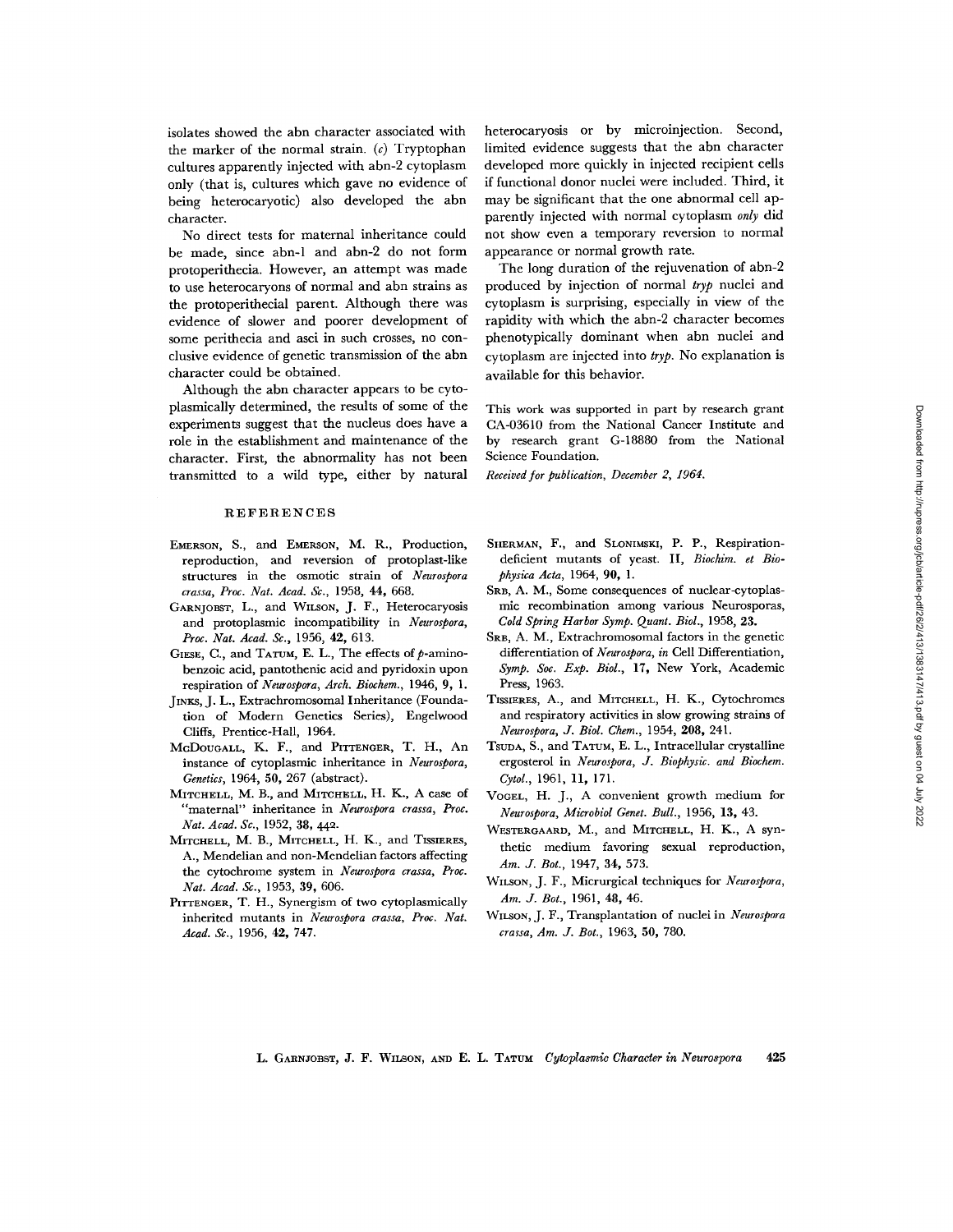isolates showed the abn character associated with the marker of the normal strain. (*c*) Tryptophan cultures apparently injected with abn-2 cytoplasm only (that is, cultures which gave no evidence of being heterocaryotic) also developed the abn character.

No direct tests for maternal inheritance could be made, since abn-1 and abn-2 do not form protoperithecia. However, an attempt was made to use heterocaryons of normal and abn strains as the protoperithecial parent. Although there was evidence of slower and poorer development of some perithecia and asci in such crosses, no conclusive evidence of genetic transmission of the abn character could be obtained.

Although the abn character appears to be cytoplasmically determined, the results of some of the experiments suggest that the nucleus does have a role in the establishment and maintenance of the character. First, the abnormality has not been transmitted to a wild type, either by natural heterocaryosis or by microinjection. Second, limited evidence suggests that the abn character developed more quickly in injected recipient cells if functional donor nuclei were included. Third, it may be significant that the one abnormal cell apparently injected with normal cytoplasm *only* did not show even a temporary reversion to normal appearance or normal growth rate.

The long duration of the rejuvenation of abn-2 produced by injection of normal *tryp* nuclei and cytoplasm is surprising, especially in view of the rapidity with which the abn-2 character becomes phenotypically dominant when abn nuclei and cytoplasm are injected into *tryp*. No explanation is available for this behavior.

This work was supported in part by research grant CA-03610 from the National Cancer Institute and by research grant G-18880 from the National Science Foundation.

*Received for publication, December 2, 1964.*

## REFERENCES

Emerson, S., and Emerson, M. R., Production, reproduction, and reversion of protoplast-like structures in the osmotic strain of *Neurospora crassa*, *Proc. Nat. Acad. Sc.*, 1958, **44**, 668.

Garnjobst, L., and Wilson, J. F., Heterocaryosis and protoplasmic incompatibility in *Neurospora*, *Proc. Nat. Acad. Sc.*, 1956, **42**, 613.

Giese, C., and Tatum, E. L., The effects of *p*-aminobenzoic acid, pantothenic acid and pyridoxin upon respiration of *Neurospora*, *Arch. Biochem.*, 1946, **9**, 1.

Jinks, J. L., Extrachromosomal Inheritance (Foundation of Modern Genetics Series), Engelwood Cliffs, Prentice-Hall, 1964.

McDougall, K. F., and Pittenger, T. H., An instance of cytoplasmic inheritance in *Neurospora*, *Genetics*, 1964, **50**, 267 (abstract).

Mitchell, M. B., and Mitchell, H. K., A case of "maternal" inheritance in *Neurospora crassa*, *Proc. Nat. Acad. Sc.*, 1952, **38**, 442.

Mitchell, M. B., Mitchell, H. K., and Tissieres, A., Mendelian and non-Mendelian factors affecting the cytochrome system in *Neurospora crassa*, *Proc. Nat. Acad. Sc.*, 1953, **39**, 606.

Pittenger, T. H., Synergism of two cytoplasmically inherited mutants in *Neurospora crassa*, *Proc. Nat. Acad. Sc.*, 1956, **42**, 747.

Sherman, F., and Slonimski, P. P., Respiration-deficient mutants of yeast. II, *Biochim. et Biophysica Acta*, 1964, **90**, 1.

Srb, A. M., Some consequences of nuclear-cytoplasmic recombination among various Neurosporas, *Cold Spring Harbor Symp. Quant. Biol.*, 1958, **23**.

Srb, A. M., Extrachromosomal factors in the genetic differentiation of *Neurospora*, *in* Cell Differentiation, *Symp. Soc. Exp. Biol.*, **17**, New York, Academic Press, 1963.

Tissieres, A., and Mitchell, H. K., Cytochromes and respiratory activities in slow growing strains of *Neurospora*, *J. Biol. Chem.*, 1954, **208**, 241.

Tsuda, S., and Tatum, E. L., Intracellular crystalline ergosterol in *Neurospora*, *J. Biophysic. and Biochem. Cytol.*, 1961, **11**, 171.

Vogel, H. J., A convenient growth medium for *Neurospora*, *Microbiol Genet. Bull.*, 1956, **13**, 43.

Westergaard, M., and Mitchell, H. K., A synthetic medium favoring sexual reproduction, *Am. J. Bot.*, 1947, **34**, 573.

Wilson, J. F., Micrurgical techniques for *Neurospora*, *Am. J. Bot.*, 1961, **48**, 46.

Wilson, J. F., Transplantation of nuclei in *Neurospora crassa*, *Am. J. Bot.*, 1963, **50**, 780.